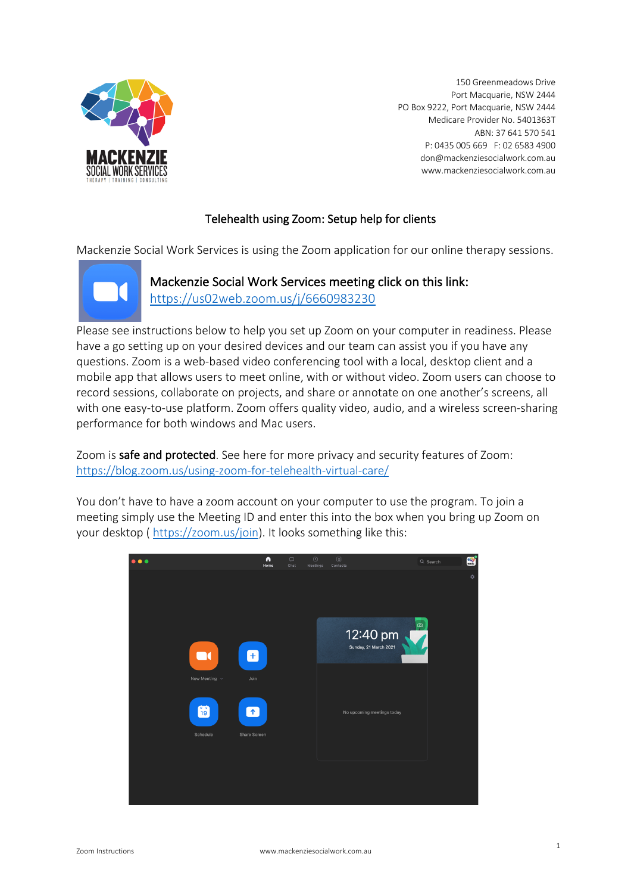150 Greenmeadows Drive
Port Macquarie, NSW 2444
PO Box 9222, Port Macquarie, NSW 2444
Medicare Provider No. 5401363T
ABN: 37 641 570 541
P: 0435 005 669 F: 02 6583 4900
don@mackenziesocialwork.com.au
www.mackenziesocialwork.com.au

# Telehealth using Zoom: Setup help for clients

Mackenzie Social Work Services is using the Zoom application for our online therapy sessions.

## Mackenzie Social Work Services meeting click on this link:

https://us02web.zoom.us/j/6660983230

Please see instructions below to help you set up Zoom on your computer in readiness. Please have a go setting up on your desired devices and our team can assist you if you have any questions. Zoom is a web-based video conferencing tool with a local, desktop client and a mobile app that allows users to meet online, with or without video. Zoom users can choose to record sessions, collaborate on projects, and share or annotate on one another's screens, all with one easy-to-use platform. Zoom offers quality video, audio, and a wireless screen-sharing performance for both windows and Mac users.

Zoom is **safe and protected**. See here for more privacy and security features of Zoom: https://blog.zoom.us/using-zoom-for-telehealth-virtual-care/

You don't have to have a zoom account on your computer to use the program. To join a meeting simply use the Meeting ID and enter this into the box when you bring up Zoom on your desktop ( https://zoom.us/join). It looks something like this: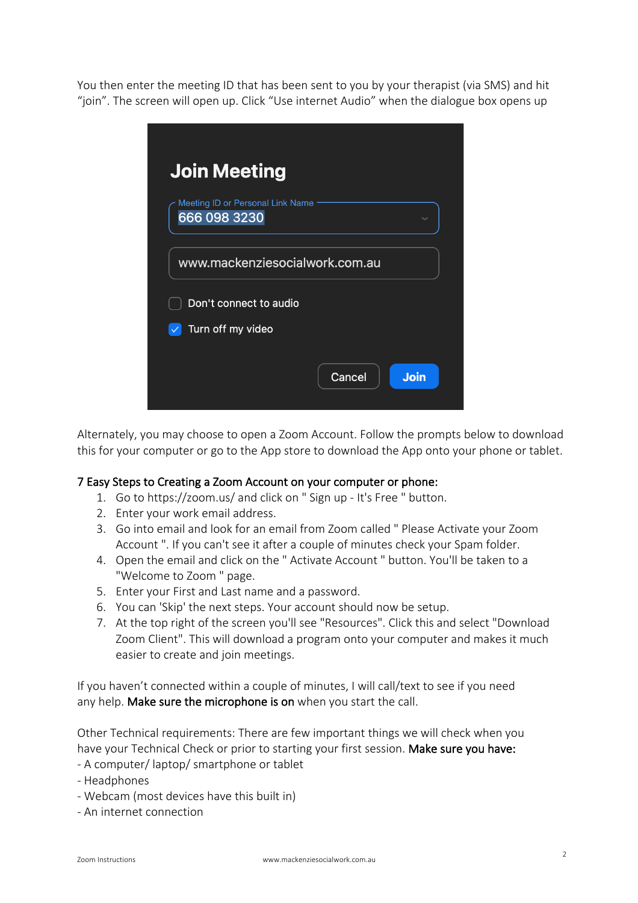You then enter the meeting ID that has been sent to you by your therapist (via SMS) and hit "join". The screen will open up. Click "Use internet Audio" when the dialogue box opens up

**Join Meeting**

Meeting ID or Personal Link Name

666 098 3230

www.mackenziesocialwork.com.au

☐ Don't connect to audio

☑ Turn off my video

Cancel | Join

Alternately, you may choose to open a Zoom Account. Follow the prompts below to download this for your computer or go to the App store to download the App onto your phone or tablet.

### 7 Easy Steps to Creating a Zoom Account on your computer or phone:

1. Go to https://zoom.us/ and click on " Sign up - It's Free " button.
2. Enter your work email address.
3. Go into email and look for an email from Zoom called " Please Activate your Zoom Account ". If you can't see it after a couple of minutes check your Spam folder.
4. Open the email and click on the " Activate Account " button. You'll be taken to a "Welcome to Zoom " page.
5. Enter your First and Last name and a password.
6. You can 'Skip' the next steps. Your account should now be setup.
7. At the top right of the screen you'll see "Resources". Click this and select "Download Zoom Client". This will download a program onto your computer and makes it much easier to create and join meetings.

If you haven't connected within a couple of minutes, I will call/text to see if you need any help. **Make sure the microphone is on** when you start the call.

Other Technical requirements: There are few important things we will check when you have your Technical Check or prior to starting your first session. **Make sure you have:**

- A computer/ laptop/ smartphone or tablet
- Headphones
- Webcam (most devices have this built in)
- An internet connection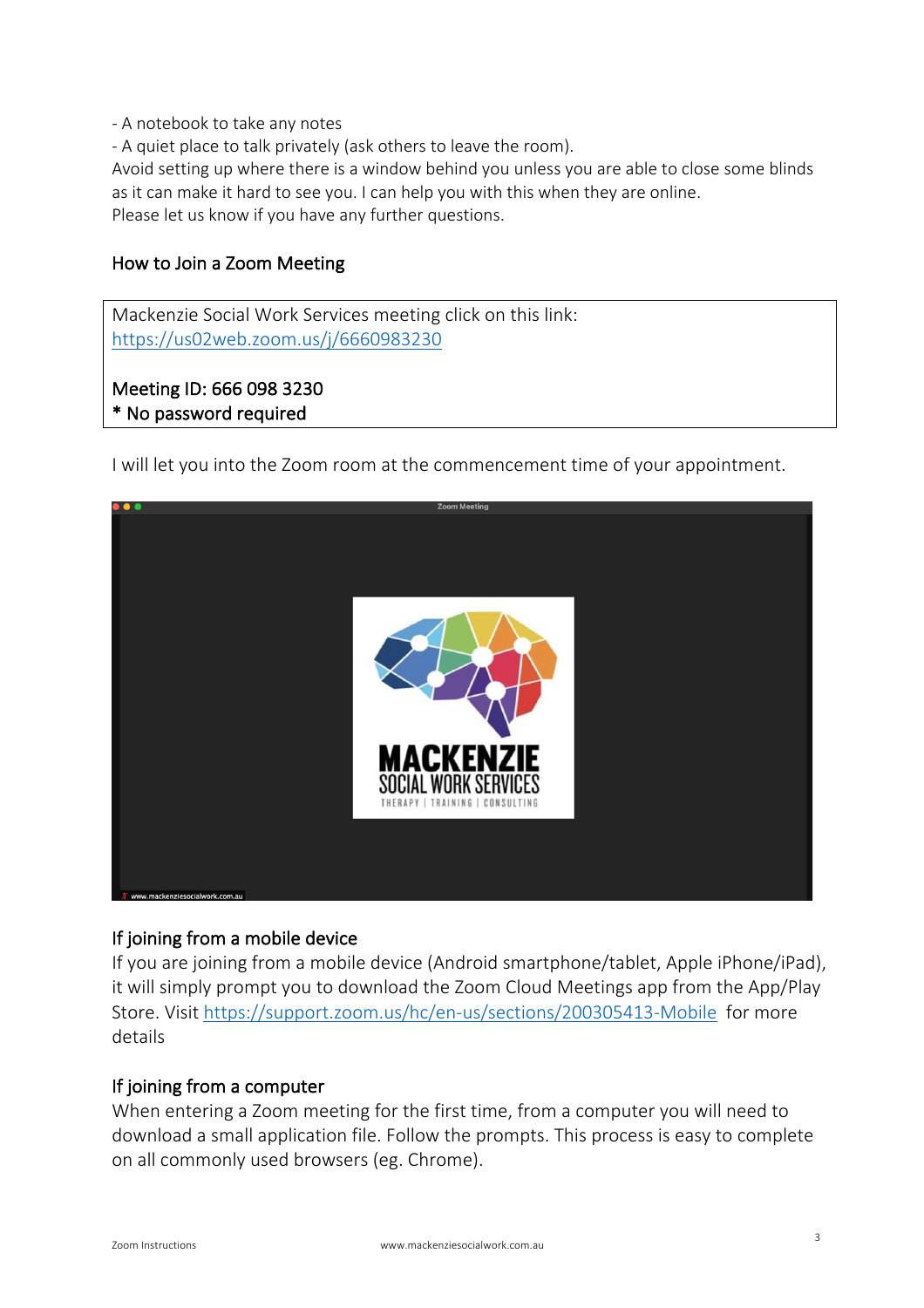- A notebook to take any notes
- A quiet place to talk privately (ask others to leave the room).

Avoid setting up where there is a window behind you unless you are able to close some blinds as it can make it hard to see you. I can help you with this when they are online.
Please let us know if you have any further questions.

## How to Join a Zoom Meeting

Mackenzie Social Work Services meeting click on this link:
https://us02web.zoom.us/j/6660983230

Meeting ID: 666 098 3230
* No password required

I will let you into the Zoom room at the commencement time of your appointment.

### If joining from a mobile device

If you are joining from a mobile device (Android smartphone/tablet, Apple iPhone/iPad), it will simply prompt you to download the Zoom Cloud Meetings app from the App/Play Store. Visit https://support.zoom.us/hc/en-us/sections/200305413-Mobile for more details

### If joining from a computer

When entering a Zoom meeting for the first time, from a computer you will need to download a small application file. Follow the prompts. This process is easy to complete on all commonly used browsers (eg. Chrome).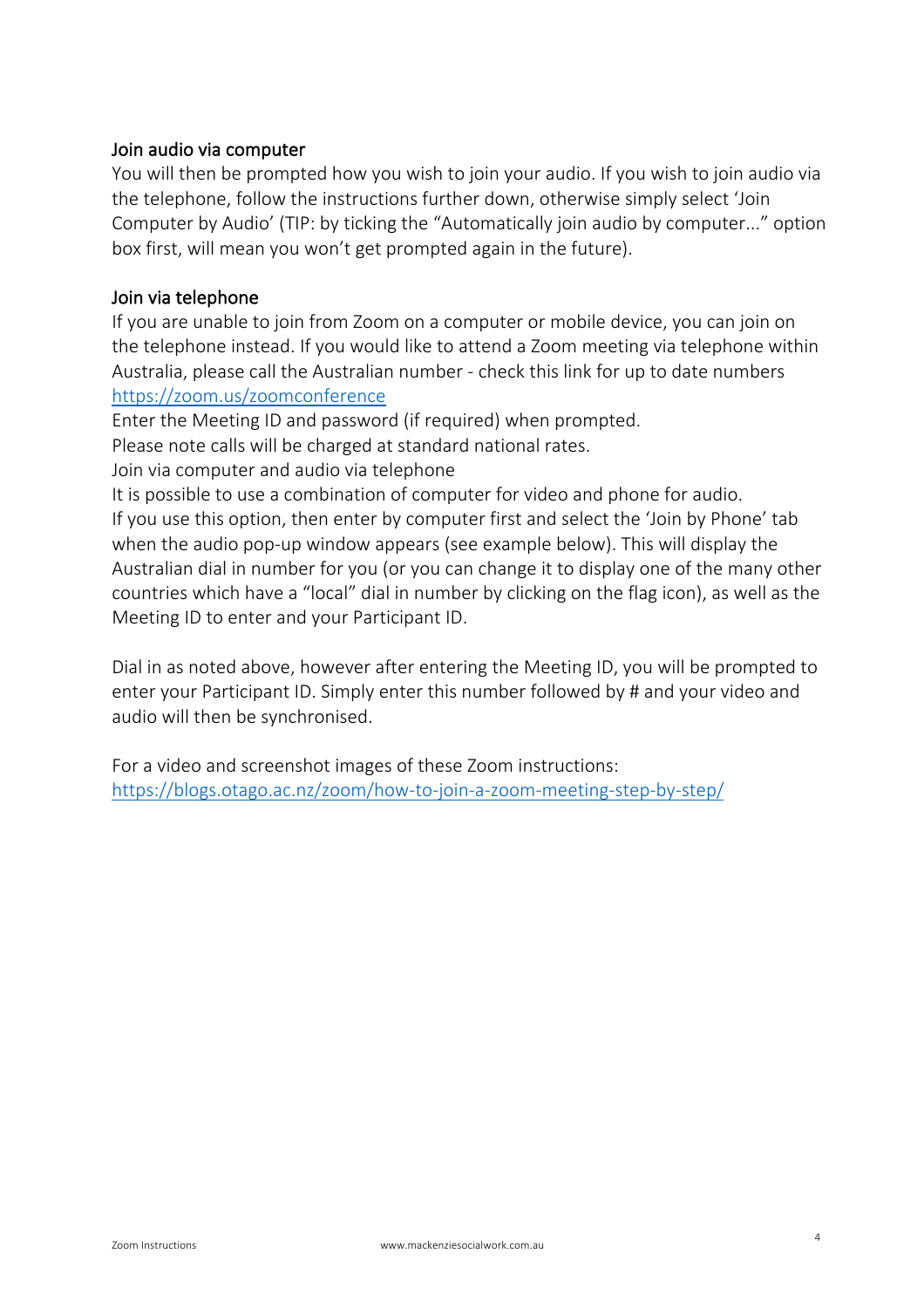### Join audio via computer

You will then be prompted how you wish to join your audio. If you wish to join audio via the telephone, follow the instructions further down, otherwise simply select 'Join Computer by Audio' (TIP: by ticking the "Automatically join audio by computer..." option box first, will mean you won't get prompted again in the future).

### Join via telephone

If you are unable to join from Zoom on a computer or mobile device, you can join on the telephone instead. If you would like to attend a Zoom meeting via telephone within Australia, please call the Australian number - check this link for up to date numbers https://zoom.us/zoomconference

Enter the Meeting ID and password (if required) when prompted.

Please note calls will be charged at standard national rates.

Join via computer and audio via telephone

It is possible to use a combination of computer for video and phone for audio.

If you use this option, then enter by computer first and select the 'Join by Phone' tab when the audio pop-up window appears (see example below). This will display the Australian dial in number for you (or you can change it to display one of the many other countries which have a "local" dial in number by clicking on the flag icon), as well as the Meeting ID to enter and your Participant ID.

Dial in as noted above, however after entering the Meeting ID, you will be prompted to enter your Participant ID. Simply enter this number followed by # and your video and audio will then be synchronised.

For a video and screenshot images of these Zoom instructions:
https://blogs.otago.ac.nz/zoom/how-to-join-a-zoom-meeting-step-by-step/